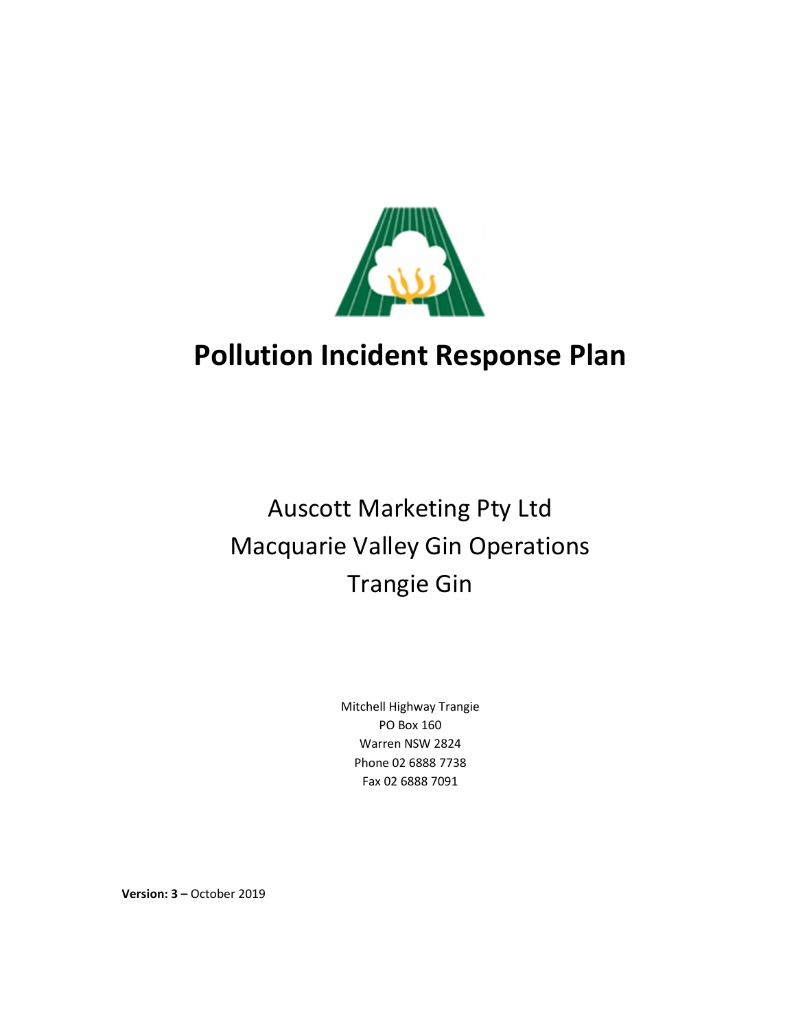# Pollution Incident Response Plan

Auscott Marketing Pty Ltd
Macquarie Valley Gin Operations
Trangie Gin

Mitchell Highway Trangie
PO Box 160
Warren NSW 2824
Phone 02 6888 7738
Fax 02 6888 7091

**Version: 3 –** October 2019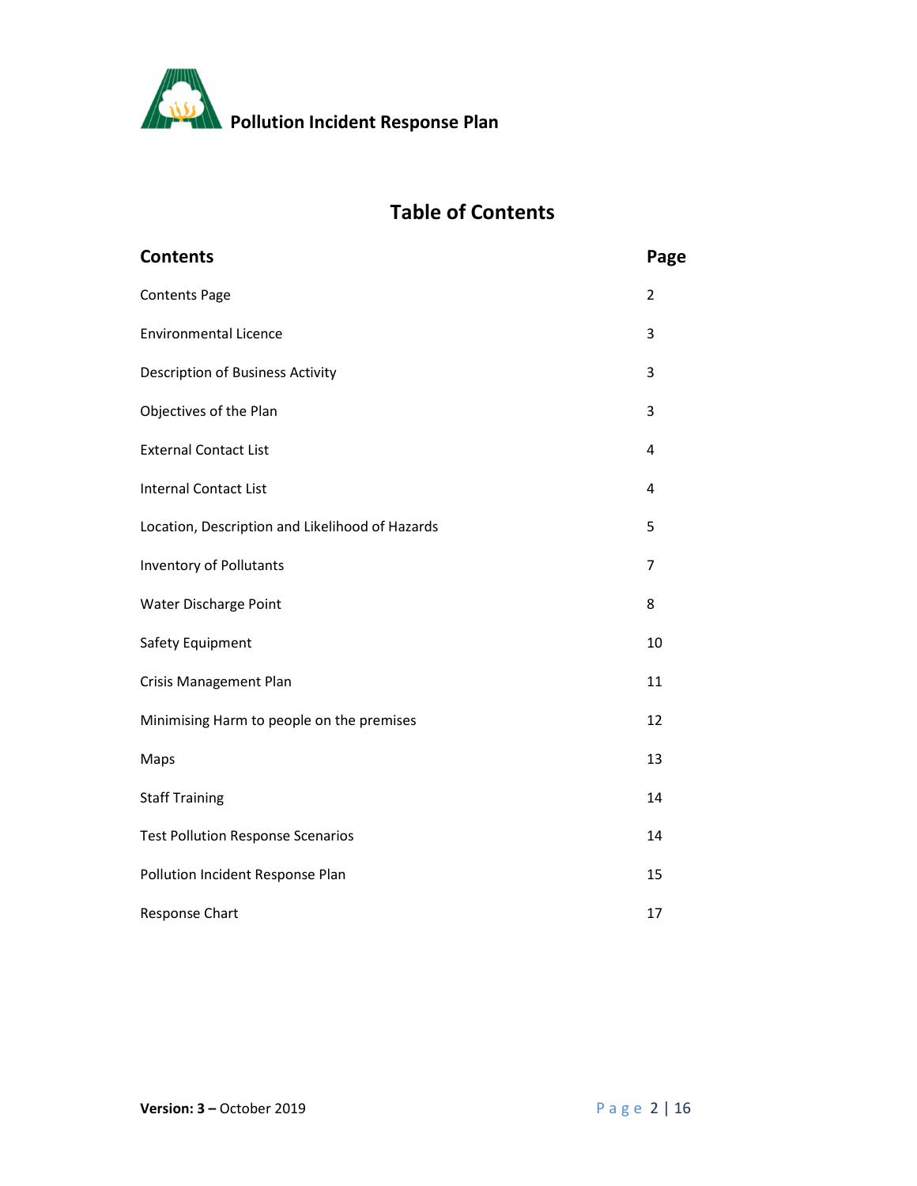# Table of Contents

| Contents | Page |
|---|---|
| Contents Page | 2 |
| Environmental Licence | 3 |
| Description of Business Activity | 3 |
| Objectives of the Plan | 3 |
| External Contact List | 4 |
| Internal Contact List | 4 |
| Location, Description and Likelihood of Hazards | 5 |
| Inventory of Pollutants | 7 |
| Water Discharge Point | 8 |
| Safety Equipment | 10 |
| Crisis Management Plan | 11 |
| Minimising Harm to people on the premises | 12 |
| Maps | 13 |
| Staff Training | 14 |
| Test Pollution Response Scenarios | 14 |
| Pollution Incident Response Plan | 15 |
| Response Chart | 17 |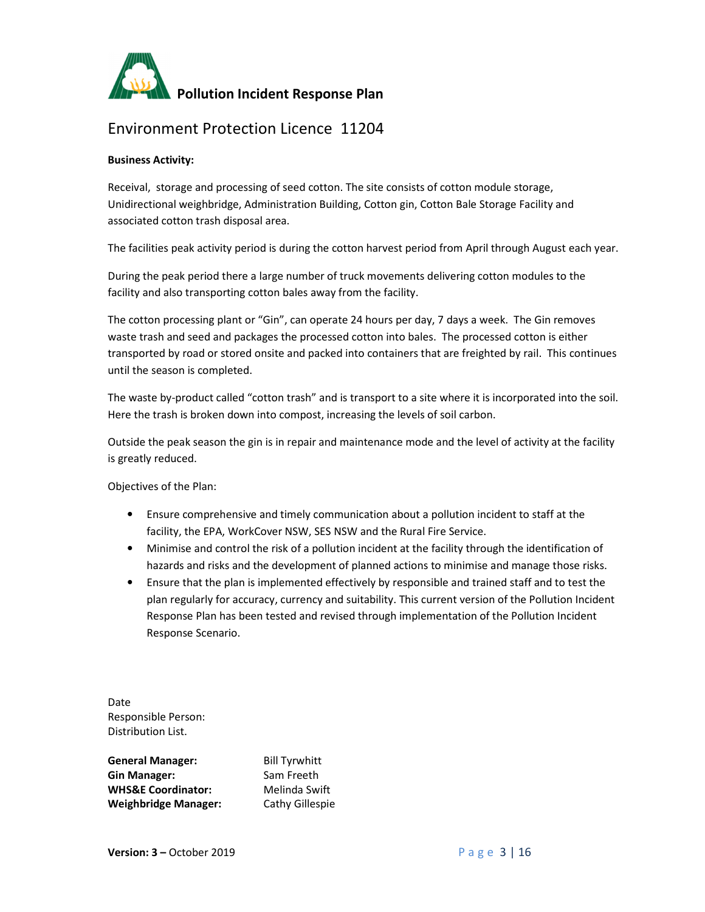# Pollution Incident Response Plan

## Environment Protection Licence 11204

**Business Activity:**

Receival, storage and processing of seed cotton. The site consists of cotton module storage, Unidirectional weighbridge, Administration Building, Cotton gin, Cotton Bale Storage Facility and associated cotton trash disposal area.

The facilities peak activity period is during the cotton harvest period from April through August each year.

During the peak period there a large number of truck movements delivering cotton modules to the facility and also transporting cotton bales away from the facility.

The cotton processing plant or "Gin", can operate 24 hours per day, 7 days a week. The Gin removes waste trash and seed and packages the processed cotton into bales. The processed cotton is either transported by road or stored onsite and packed into containers that are freighted by rail. This continues until the season is completed.

The waste by-product called "cotton trash" and is transport to a site where it is incorporated into the soil. Here the trash is broken down into compost, increasing the levels of soil carbon.

Outside the peak season the gin is in repair and maintenance mode and the level of activity at the facility is greatly reduced.

Objectives of the Plan:

- Ensure comprehensive and timely communication about a pollution incident to staff at the facility, the EPA, WorkCover NSW, SES NSW and the Rural Fire Service.
- Minimise and control the risk of a pollution incident at the facility through the identification of hazards and risks and the development of planned actions to minimise and manage those risks.
- Ensure that the plan is implemented effectively by responsible and trained staff and to test the plan regularly for accuracy, currency and suitability. This current version of the Pollution Incident Response Plan has been tested and revised through implementation of the Pollution Incident Response Scenario.

Date
Responsible Person:
Distribution List.

| | |
|---|---|
| **General Manager:** | Bill Tyrwhitt |
| **Gin Manager:** | Sam Freeth |
| **WHS&E Coordinator:** | Melinda Swift |
| **Weighbridge Manager:** | Cathy Gillespie |

**Version: 3 –** October 2019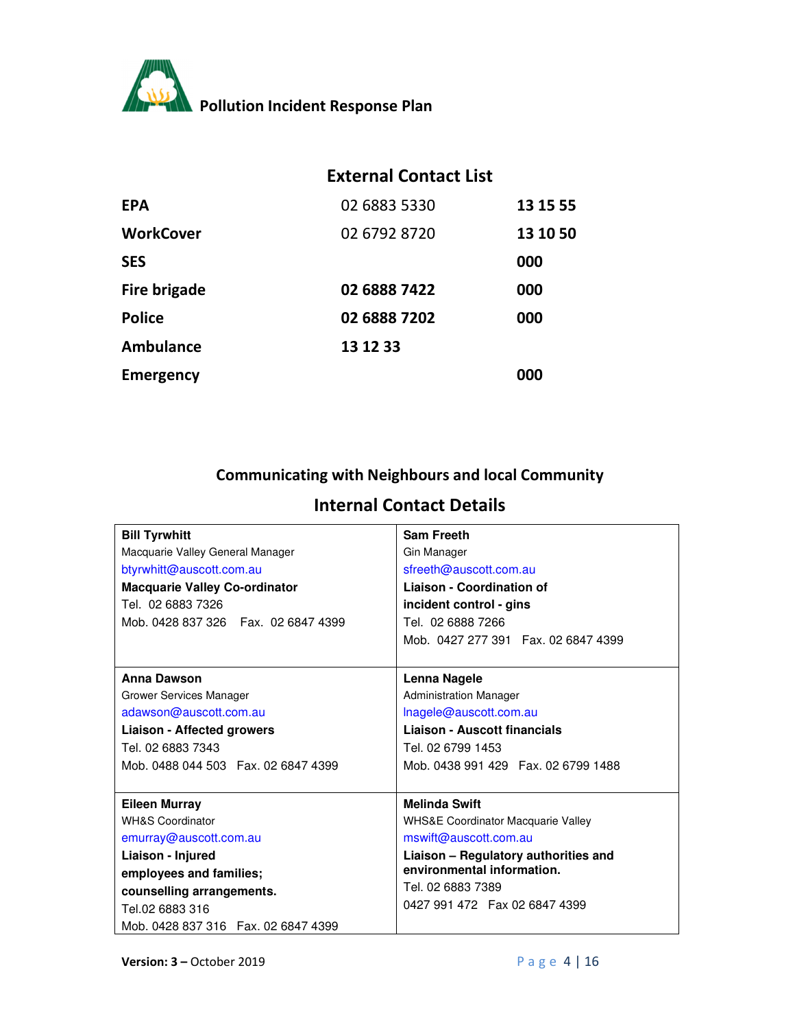## External Contact List

| | | |
|---|---|---|
| **EPA** | 02 6883 5330 | **13 15 55** |
| **WorkCover** | 02 6792 8720 | **13 10 50** |
| **SES** | | **000** |
| **Fire brigade** | **02 6888 7422** | **000** |
| **Police** | **02 6888 7202** | **000** |
| **Ambulance** | **13 12 33** | |
| **Emergency** | | **000** |

## Communicating with Neighbours and local Community

## Internal Contact Details

| | |
|---|---|
| **Bill Tyrwhitt**<br>Macquarie Valley General Manager<br>btyrwhitt@auscott.com.au<br>**Macquarie Valley Co-ordinator**<br>Tel. 02 6883 7326<br>Mob. 0428 837 326 Fax. 02 6847 4399 | **Sam Freeth**<br>Gin Manager<br>sfreeth@auscott.com.au<br>**Liaison - Coordination of incident control - gins**<br>Tel. 02 6888 7266<br>Mob. 0427 277 391 Fax. 02 6847 4399 |
| **Anna Dawson**<br>Grower Services Manager<br>adawson@auscott.com.au<br>**Liaison - Affected growers**<br>Tel. 02 6883 7343<br>Mob. 0488 044 503 Fax. 02 6847 4399 | **Lenna Nagele**<br>Administration Manager<br>lnagele@auscott.com.au<br>**Liaison - Auscott financials**<br>Tel. 02 6799 1453<br>Mob. 0438 991 429 Fax. 02 6799 1488 |
| **Eileen Murray**<br>WH&S Coordinator<br>emurray@auscott.com.au<br>**Liaison - Injured employees and families; counselling arrangements.**<br>Tel.02 6883 316<br>Mob. 0428 837 316 Fax. 02 6847 4399 | **Melinda Swift**<br>WHS&E Coordinator Macquarie Valley<br>mswift@auscott.com.au<br>**Liaison – Regulatory authorities and environmental information.**<br>Tel. 02 6883 7389<br>0427 991 472 Fax 02 6847 4399 |

**Version: 3 –** October 2019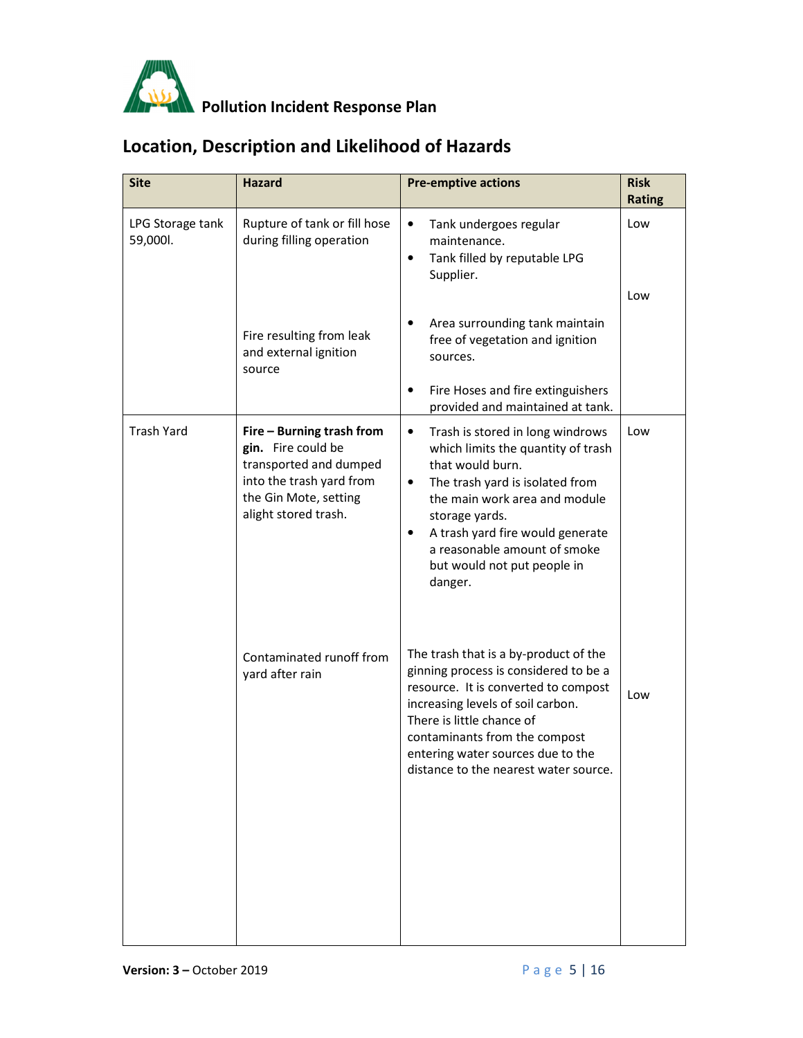## Location, Description and Likelihood of Hazards

| Site | Hazard | Pre-emptive actions | Risk Rating |
|---|---|---|---|
| LPG Storage tank 59,000l. | Rupture of tank or fill hose during filling operation | • Tank undergoes regular maintenance.<br>• Tank filled by reputable LPG Supplier. | Low |
| | Fire resulting from leak and external ignition source | • Area surrounding tank maintain free of vegetation and ignition sources.<br>• Fire Hoses and fire extinguishers provided and maintained at tank. | Low |
| Trash Yard | **Fire – Burning trash from gin.** Fire could be transported and dumped into the trash yard from the Gin Mote, setting alight stored trash. | • Trash is stored in long windrows which limits the quantity of trash that would burn.<br>• The trash yard is isolated from the main work area and module storage yards.<br>• A trash yard fire would generate a reasonable amount of smoke but would not put people in danger. | Low |
| | Contaminated runoff from yard after rain | The trash that is a by-product of the ginning process is considered to be a resource. It is converted to compost increasing levels of soil carbon. There is little chance of contaminants from the compost entering water sources due to the distance to the nearest water source. | Low |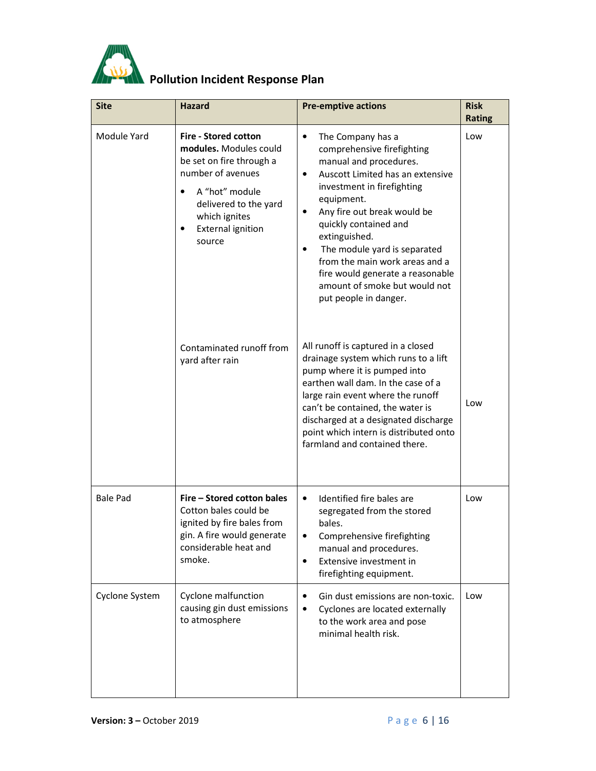# Pollution Incident Response Plan

| Site | Hazard | Pre-emptive actions | Risk Rating |
|---|---|---|---|
| Module Yard | **Fire - Stored cotton modules.** Modules could be set on fire through a number of avenues<br>• A "hot" module delivered to the yard which ignites<br>• External ignition source | • The Company has a comprehensive firefighting manual and procedures.<br>• Auscott Limited has an extensive investment in firefighting equipment.<br>• Any fire out break would be quickly contained and extinguished.<br>• The module yard is separated from the main work areas and a fire would generate a reasonable amount of smoke but would not put people in danger. | Low |
| | Contaminated runoff from yard after rain | All runoff is captured in a closed drainage system which runs to a lift pump where it is pumped into earthen wall dam. In the case of a large rain event where the runoff can't be contained, the water is discharged at a designated discharge point which intern is distributed onto farmland and contained there. | Low |
| Bale Pad | **Fire – Stored cotton bales** Cotton bales could be ignited by fire bales from gin. A fire would generate considerable heat and smoke. | • Identified fire bales are segregated from the stored bales.<br>• Comprehensive firefighting manual and procedures.<br>• Extensive investment in firefighting equipment. | Low |
| Cyclone System | Cyclone malfunction causing gin dust emissions to atmosphere | • Gin dust emissions are non-toxic.<br>• Cyclones are located externally to the work area and pose minimal health risk. | Low |

**Version: 3 –** October 2019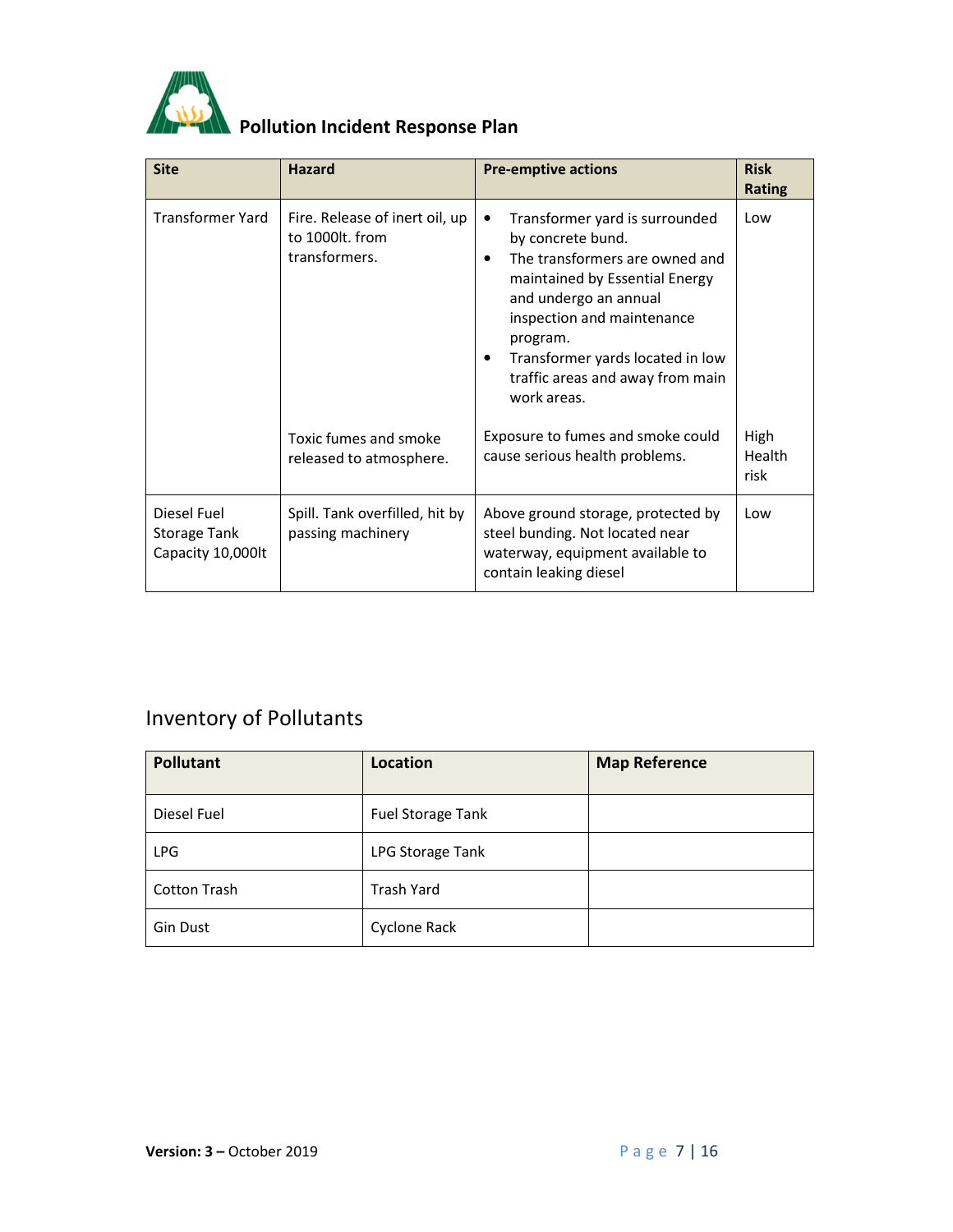# Pollution Incident Response Plan

| Site | Hazard | Pre-emptive actions | Risk Rating |
|---|---|---|---|
| Transformer Yard | Fire. Release of inert oil, up to 1000lt. from transformers. | • Transformer yard is surrounded by concrete bund.<br>• The transformers are owned and maintained by Essential Energy and undergo an annual inspection and maintenance program.<br>• Transformer yards located in low traffic areas and away from main work areas. | Low |
| | Toxic fumes and smoke released to atmosphere. | Exposure to fumes and smoke could cause serious health problems. | High Health risk |
| Diesel Fuel Storage Tank Capacity 10,000lt | Spill. Tank overfilled, hit by passing machinery | Above ground storage, protected by steel bunding. Not located near waterway, equipment available to contain leaking diesel | Low |

## Inventory of Pollutants

| Pollutant | Location | Map Reference |
|---|---|---|
| Diesel Fuel | Fuel Storage Tank | |
| LPG | LPG Storage Tank | |
| Cotton Trash | Trash Yard | |
| Gin Dust | Cyclone Rack | |

**Version: 3 –** October 2019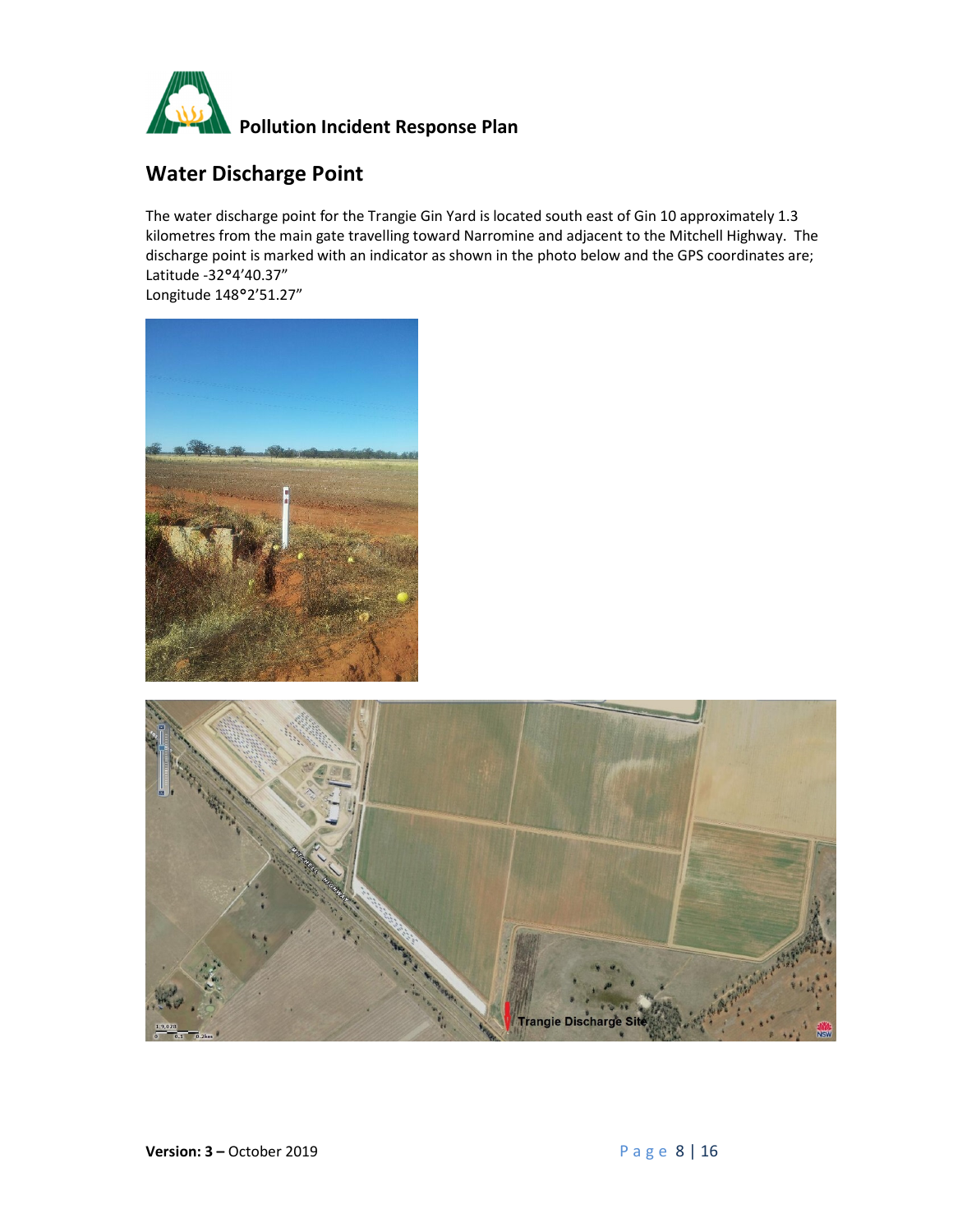## Water Discharge Point

The water discharge point for the Trangie Gin Yard is located south east of Gin 10 approximately 1.3 kilometres from the main gate travelling toward Narromine and adjacent to the Mitchell Highway. The discharge point is marked with an indicator as shown in the photo below and the GPS coordinates are;
Latitude -32°4'40.37"
Longitude 148°2'51.27"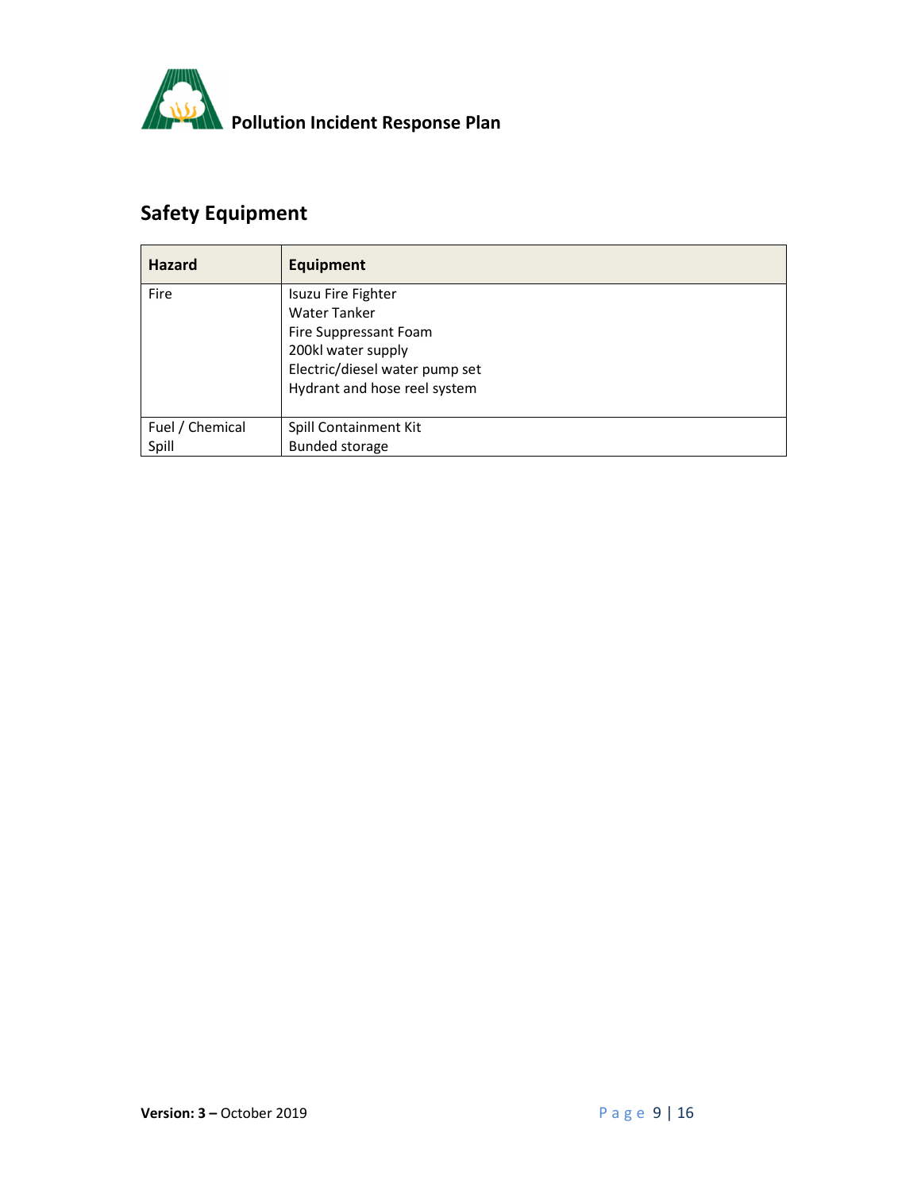## Safety Equipment

| Hazard | Equipment |
|---|---|
| Fire | Isuzu Fire Fighter<br>Water Tanker<br>Fire Suppressant Foam<br>200kl water supply<br>Electric/diesel water pump set<br>Hydrant and hose reel system |
| Fuel / Chemical Spill | Spill Containment Kit<br>Bunded storage |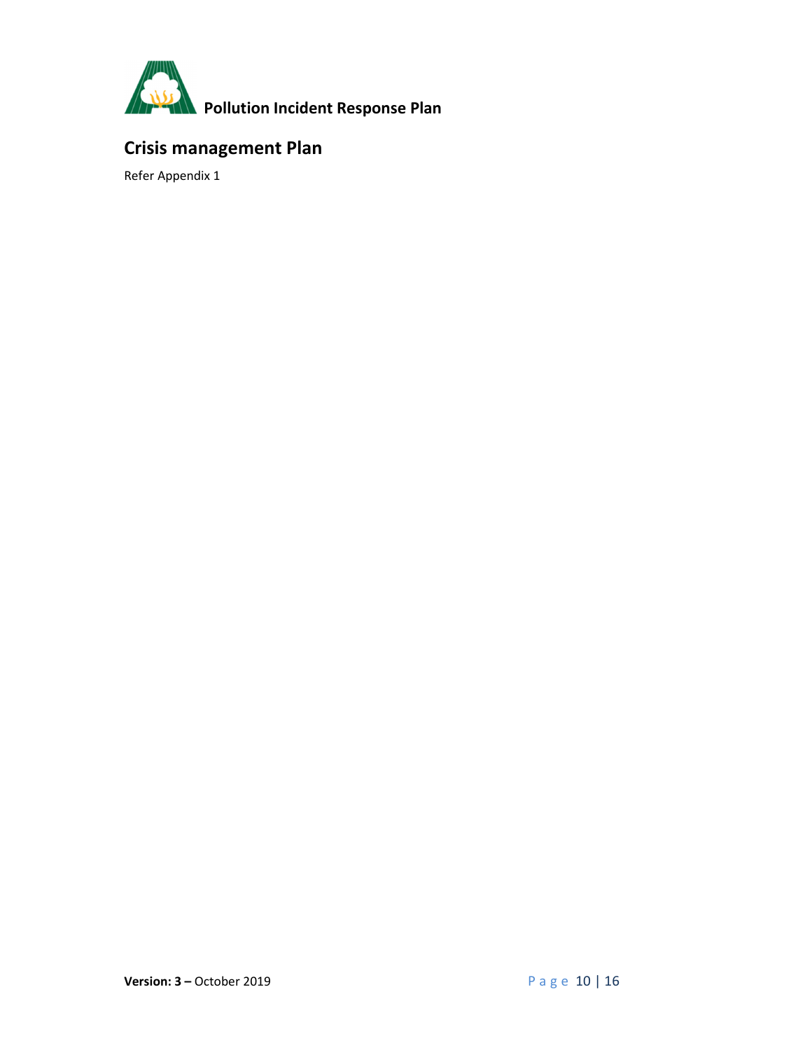## Crisis management Plan

Refer Appendix 1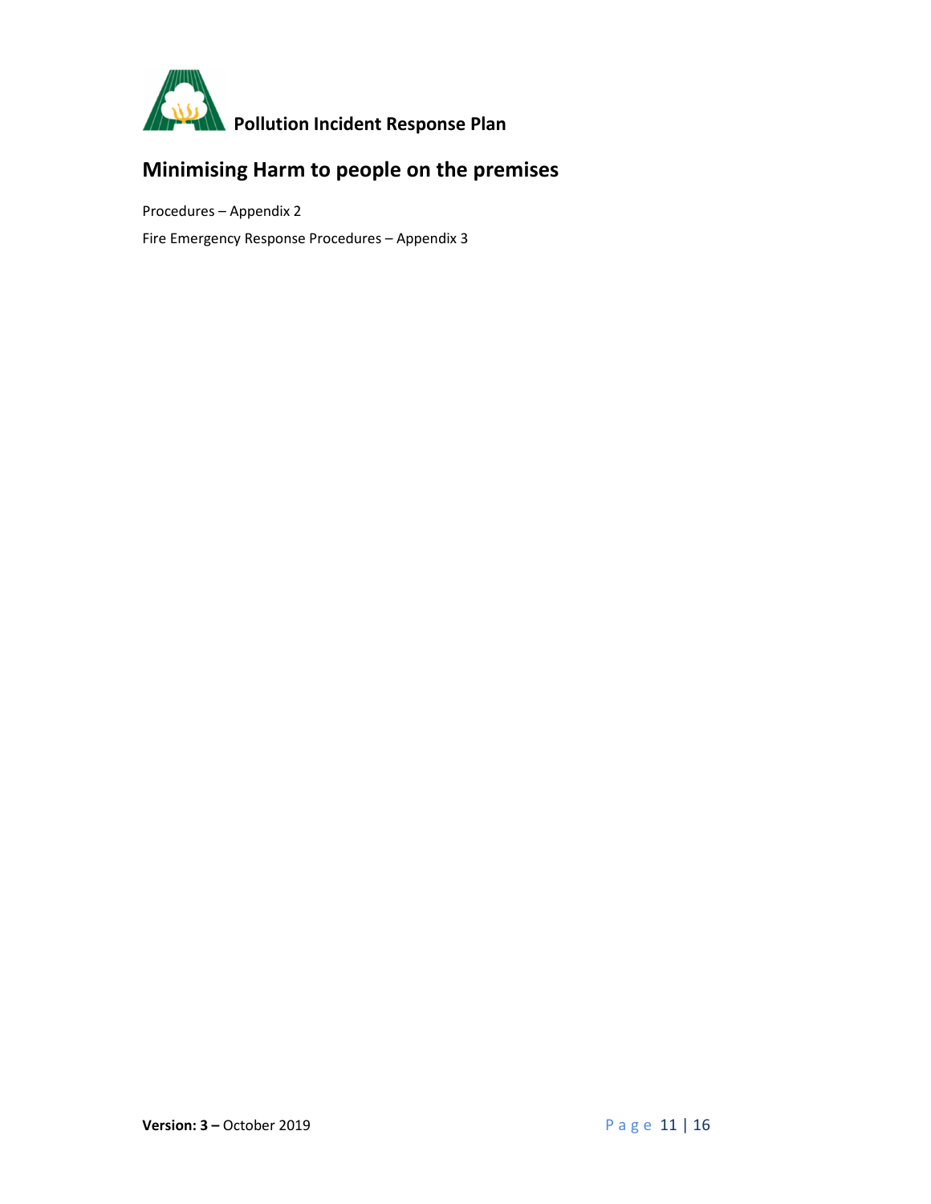## Minimising Harm to people on the premises

Procedures – Appendix 2

Fire Emergency Response Procedures – Appendix 3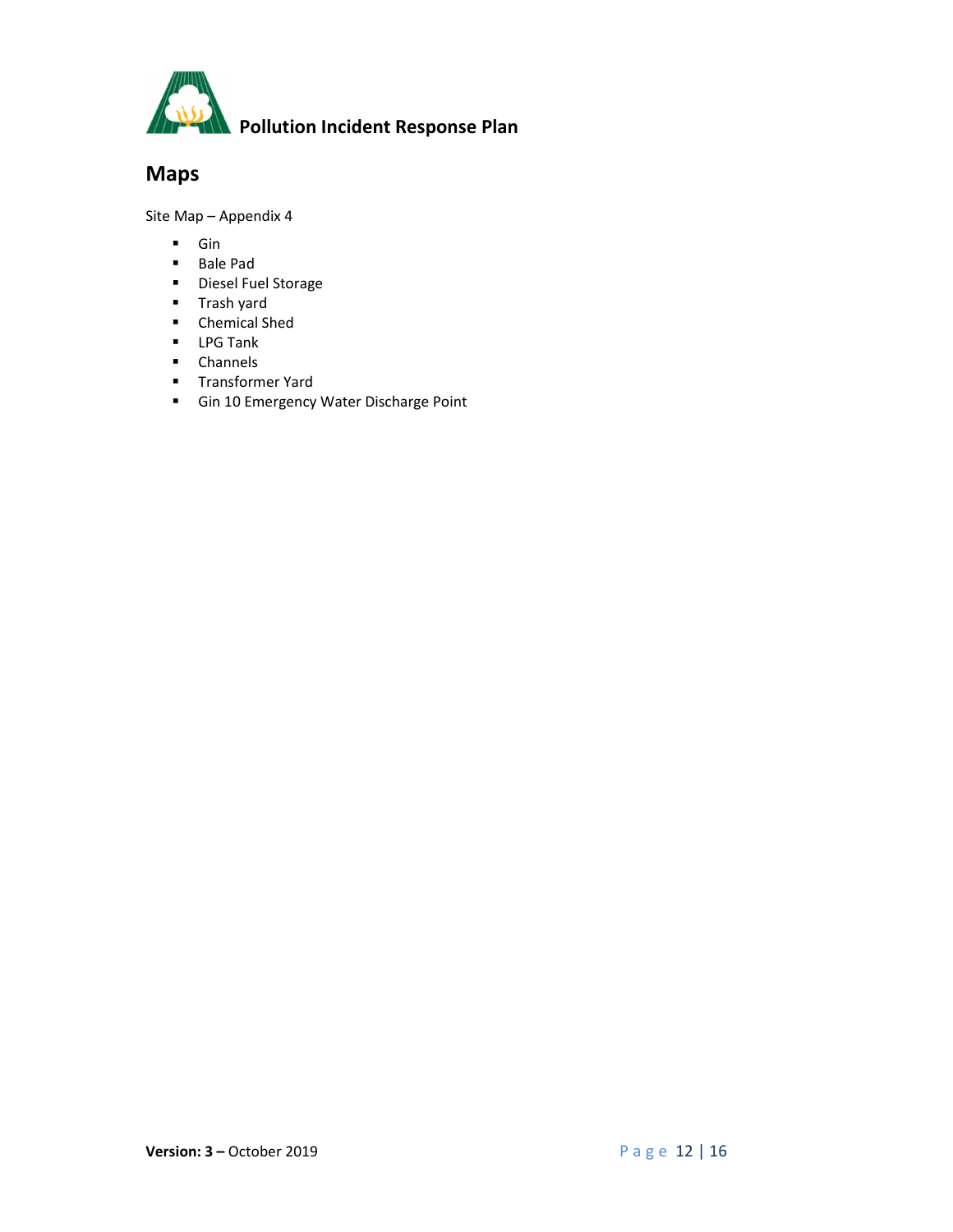## Maps

Site Map – Appendix 4

- Gin
- Bale Pad
- Diesel Fuel Storage
- Trash yard
- Chemical Shed
- LPG Tank
- Channels
- Transformer Yard
- Gin 10 Emergency Water Discharge Point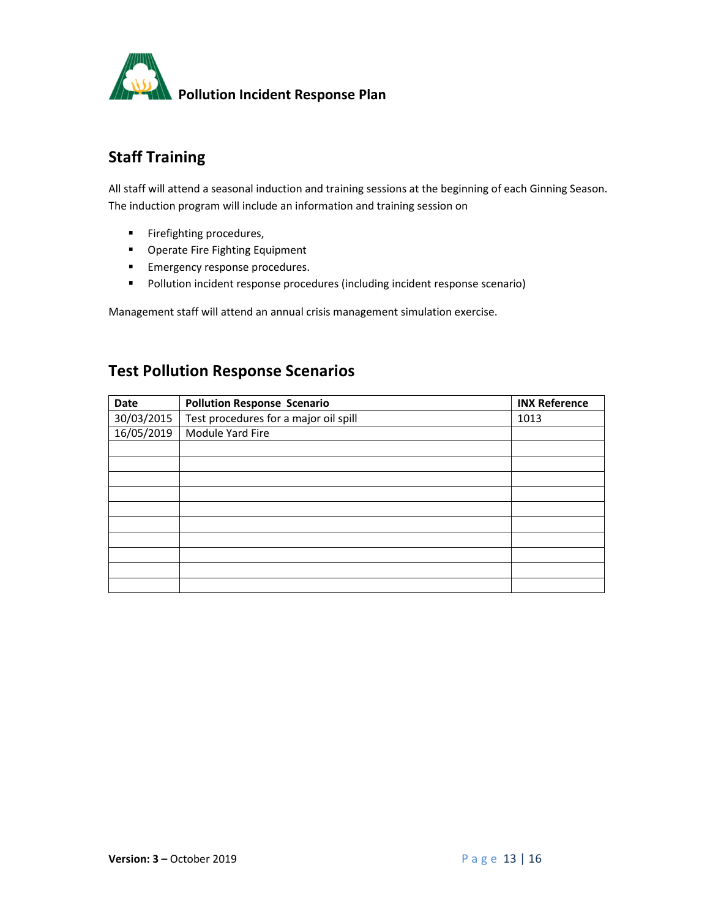## Staff Training

All staff will attend a seasonal induction and training sessions at the beginning of each Ginning Season. The induction program will include an information and training session on

- Firefighting procedures,
- Operate Fire Fighting Equipment
- Emergency response procedures.
- Pollution incident response procedures (including incident response scenario)

Management staff will attend an annual crisis management simulation exercise.

## Test Pollution Response Scenarios

| Date | Pollution Response Scenario | INX Reference |
|---|---|---|
| 30/03/2015 | Test procedures for a major oil spill | 1013 |
| 16/05/2019 | Module Yard Fire | |
| | | |
| | | |
| | | |
| | | |
| | | |
| | | |
| | | |
| | | |
| | | |
| | | |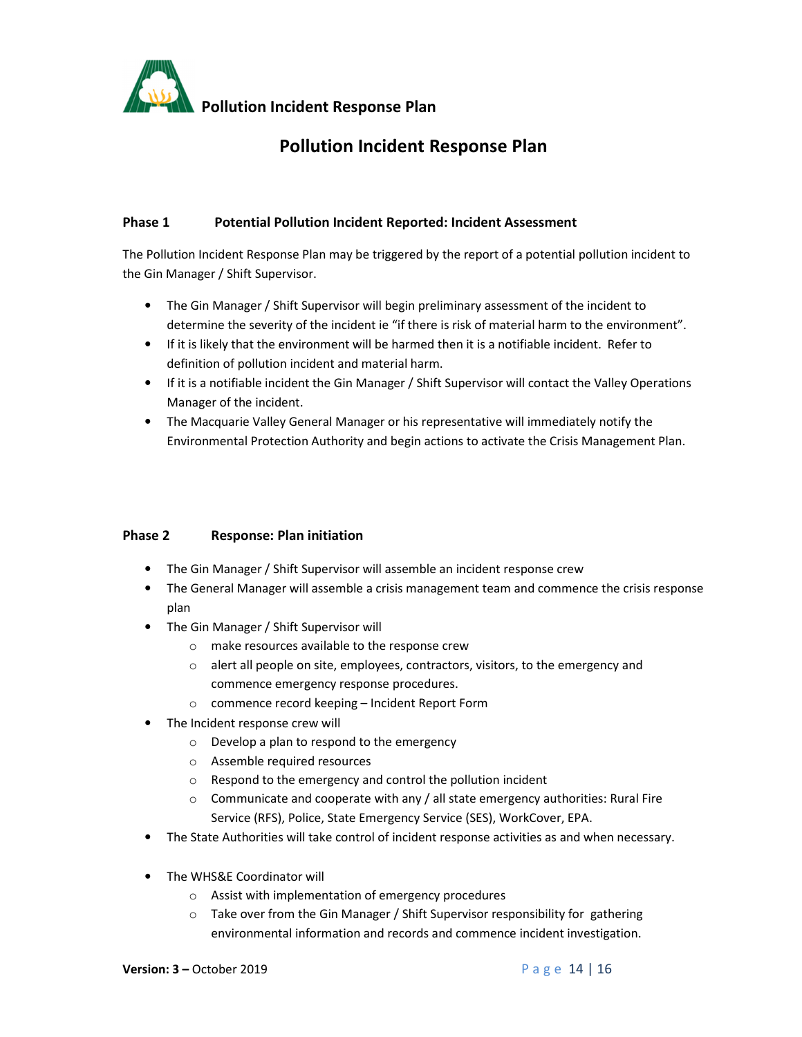# Pollution Incident Response Plan

### Phase 1 Potential Pollution Incident Reported: Incident Assessment

The Pollution Incident Response Plan may be triggered by the report of a potential pollution incident to the Gin Manager / Shift Supervisor.

- The Gin Manager / Shift Supervisor will begin preliminary assessment of the incident to determine the severity of the incident ie "if there is risk of material harm to the environment".
- If it is likely that the environment will be harmed then it is a notifiable incident. Refer to definition of pollution incident and material harm.
- If it is a notifiable incident the Gin Manager / Shift Supervisor will contact the Valley Operations Manager of the incident.
- The Macquarie Valley General Manager or his representative will immediately notify the Environmental Protection Authority and begin actions to activate the Crisis Management Plan.

### Phase 2 Response: Plan initiation

- The Gin Manager / Shift Supervisor will assemble an incident response crew
- The General Manager will assemble a crisis management team and commence the crisis response plan
- The Gin Manager / Shift Supervisor will
  - make resources available to the response crew
  - alert all people on site, employees, contractors, visitors, to the emergency and commence emergency response procedures.
  - commence record keeping – Incident Report Form
- The Incident response crew will
  - Develop a plan to respond to the emergency
  - Assemble required resources
  - Respond to the emergency and control the pollution incident
  - Communicate and cooperate with any / all state emergency authorities: Rural Fire Service (RFS), Police, State Emergency Service (SES), WorkCover, EPA.
- The State Authorities will take control of incident response activities as and when necessary.

- The WHS&E Coordinator will
  - Assist with implementation of emergency procedures
  - Take over from the Gin Manager / Shift Supervisor responsibility for gathering environmental information and records and commence incident investigation.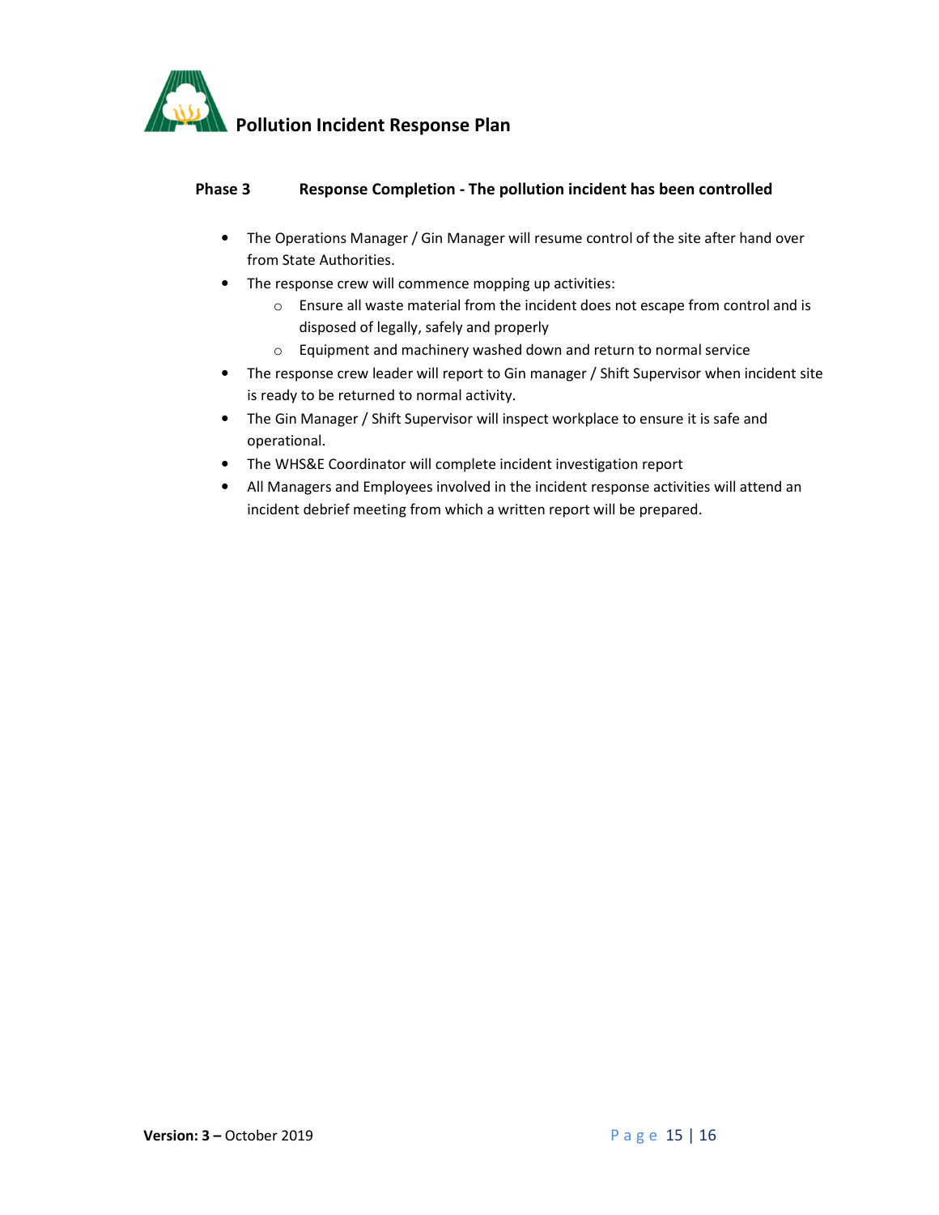### Phase 3 Response Completion - The pollution incident has been controlled

- The Operations Manager / Gin Manager will resume control of the site after hand over from State Authorities.
- The response crew will commence mopping up activities:
  - Ensure all waste material from the incident does not escape from control and is disposed of legally, safely and properly
  - Equipment and machinery washed down and return to normal service
- The response crew leader will report to Gin manager / Shift Supervisor when incident site is ready to be returned to normal activity.
- The Gin Manager / Shift Supervisor will inspect workplace to ensure it is safe and operational.
- The WHS&E Coordinator will complete incident investigation report
- All Managers and Employees involved in the incident response activities will attend an incident debrief meeting from which a written report will be prepared.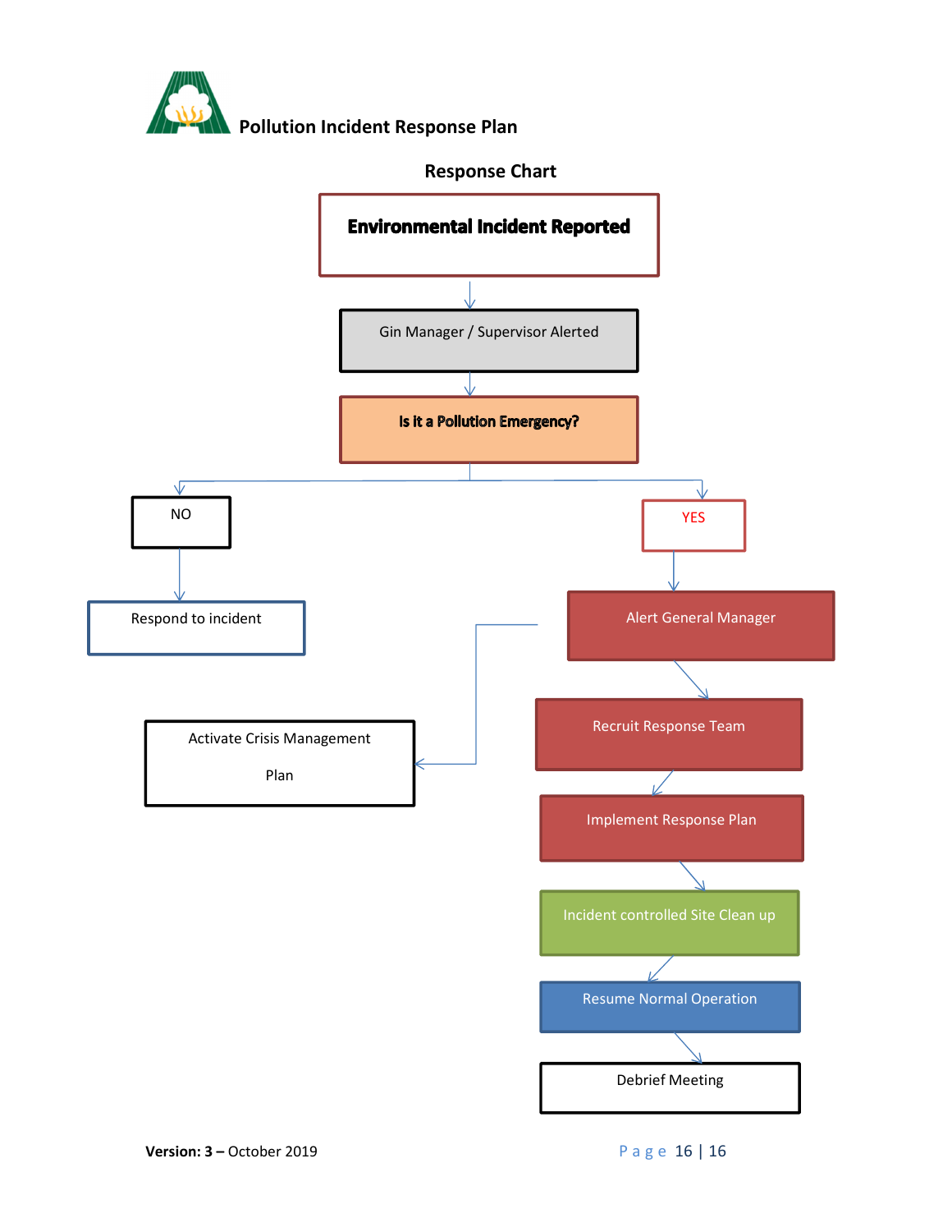# Pollution Incident Response Plan

## Response Chart

Environmental Incident Reported

Gin Manager / Supervisor Alerted

Is it a Pollution Emergency?

NO

Respond to incident

YES

Alert General Manager

Activate Crisis Management Plan

Recruit Response Team

Implement Response Plan

Incident controlled Site Clean up

Resume Normal Operation

Debrief Meeting

**Version: 3 –** October 2019